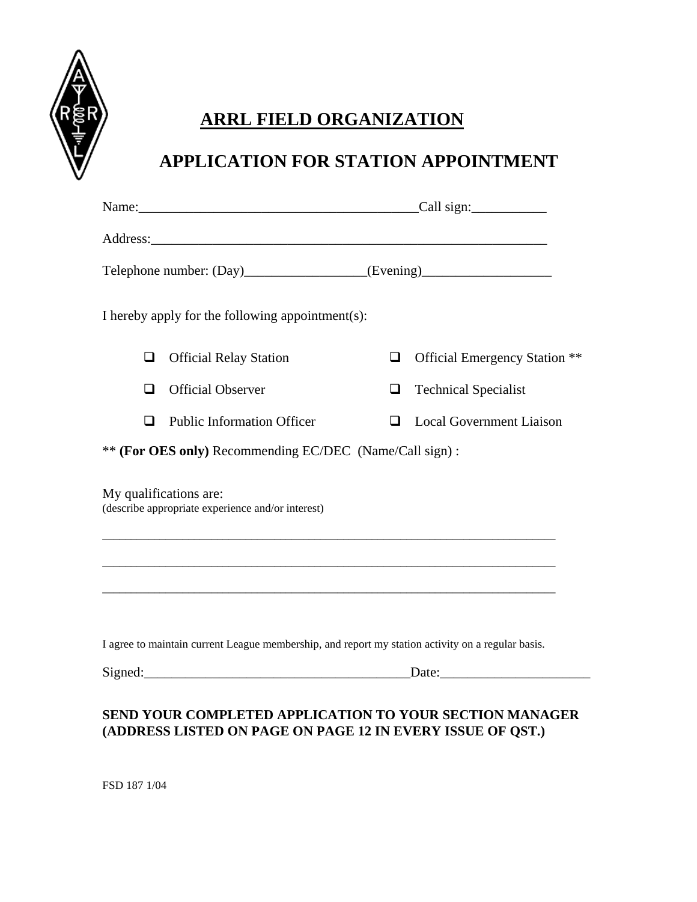# ARRL FIELD ORGANIZATION

## APPLICATION FOR STATION APPOINTMENT

Name:________________________________________Call sign:___________

Address:___________________________________________________________

Telephone number: (Day)_________________(Evening)___________________

I hereby apply for the following appointment(s):

- ❑ Official Relay Station
- ❑ Official Emergency Station **
- ❑ Official Observer
- ❑ Technical Specialist
- ❑ Public Information Officer
- ❑ Local Government Liaison

** **(For OES only)** Recommending EC/DEC (Name/Call sign) :

My qualifications are:
(describe appropriate experience and/or interest)

_____________________________________________________________________

_____________________________________________________________________

_____________________________________________________________________

I agree to maintain current League membership, and report my station activity on a regular basis.

Signed:_______________________________________Date:______________________

**SEND YOUR COMPLETED APPLICATION TO YOUR SECTION MANAGER (ADDRESS LISTED ON PAGE ON PAGE 12 IN EVERY ISSUE OF QST.)**

FSD 187 1/04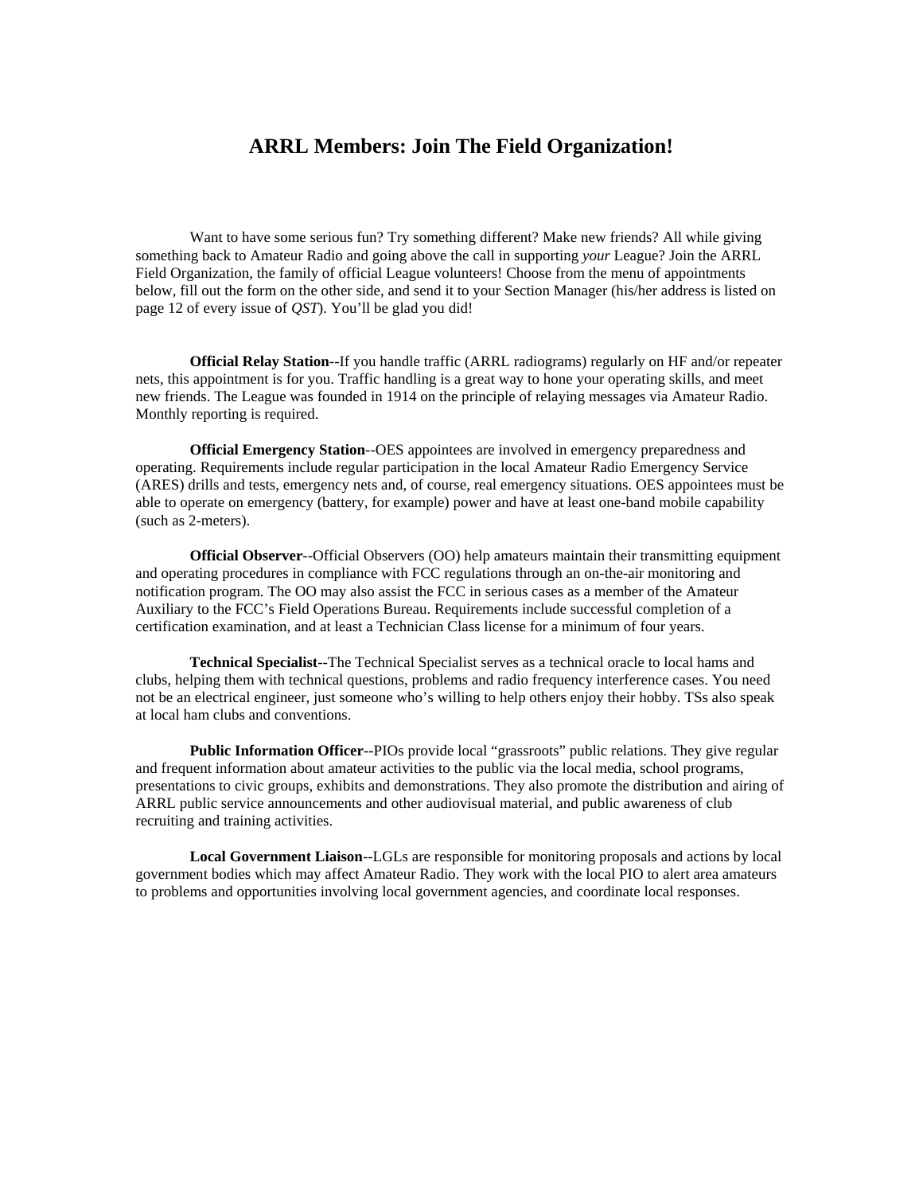# ARRL Members: Join The Field Organization!

Want to have some serious fun? Try something different? Make new friends? All while giving something back to Amateur Radio and going above the call in supporting *your* League? Join the ARRL Field Organization, the family of official League volunteers! Choose from the menu of appointments below, fill out the form on the other side, and send it to your Section Manager (his/her address is listed on page 12 of every issue of *QST*). You'll be glad you did!

**Official Relay Station**--If you handle traffic (ARRL radiograms) regularly on HF and/or repeater nets, this appointment is for you. Traffic handling is a great way to hone your operating skills, and meet new friends. The League was founded in 1914 on the principle of relaying messages via Amateur Radio. Monthly reporting is required.

**Official Emergency Station**--OES appointees are involved in emergency preparedness and operating. Requirements include regular participation in the local Amateur Radio Emergency Service (ARES) drills and tests, emergency nets and, of course, real emergency situations. OES appointees must be able to operate on emergency (battery, for example) power and have at least one-band mobile capability (such as 2-meters).

**Official Observer**--Official Observers (OO) help amateurs maintain their transmitting equipment and operating procedures in compliance with FCC regulations through an on-the-air monitoring and notification program. The OO may also assist the FCC in serious cases as a member of the Amateur Auxiliary to the FCC's Field Operations Bureau. Requirements include successful completion of a certification examination, and at least a Technician Class license for a minimum of four years.

**Technical Specialist**--The Technical Specialist serves as a technical oracle to local hams and clubs, helping them with technical questions, problems and radio frequency interference cases. You need not be an electrical engineer, just someone who's willing to help others enjoy their hobby. TSs also speak at local ham clubs and conventions.

**Public Information Officer**--PIOs provide local "grassroots" public relations. They give regular and frequent information about amateur activities to the public via the local media, school programs, presentations to civic groups, exhibits and demonstrations. They also promote the distribution and airing of ARRL public service announcements and other audiovisual material, and public awareness of club recruiting and training activities.

**Local Government Liaison**--LGLs are responsible for monitoring proposals and actions by local government bodies which may affect Amateur Radio. They work with the local PIO to alert area amateurs to problems and opportunities involving local government agencies, and coordinate local responses.